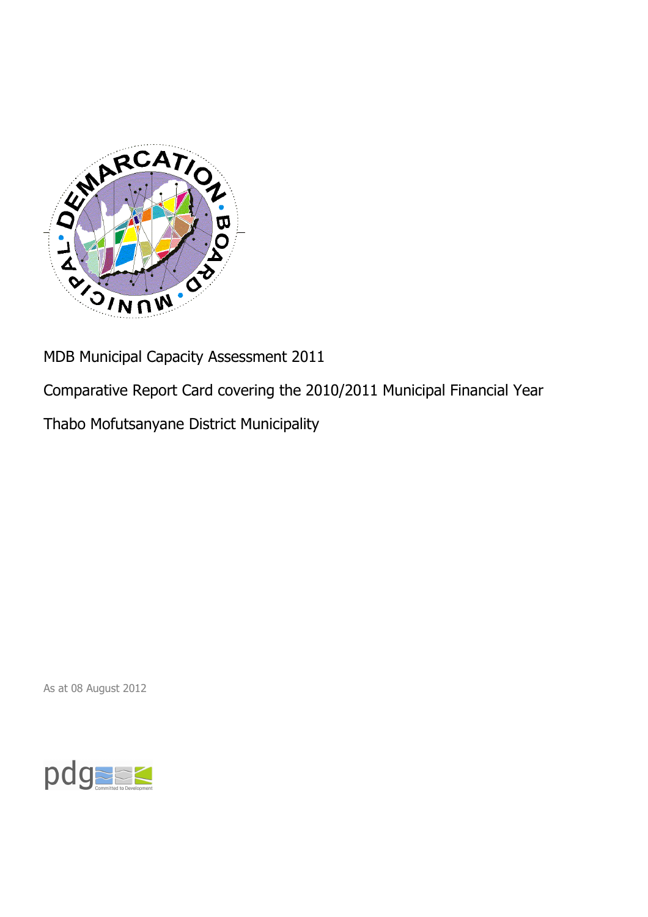MDB Municipal Capacity Assessment 2011

Comparative Report Card covering the 2010/2011 Municipal Financial Year

Thabo Mofutsanyane District Municipality

As at 08 August 2012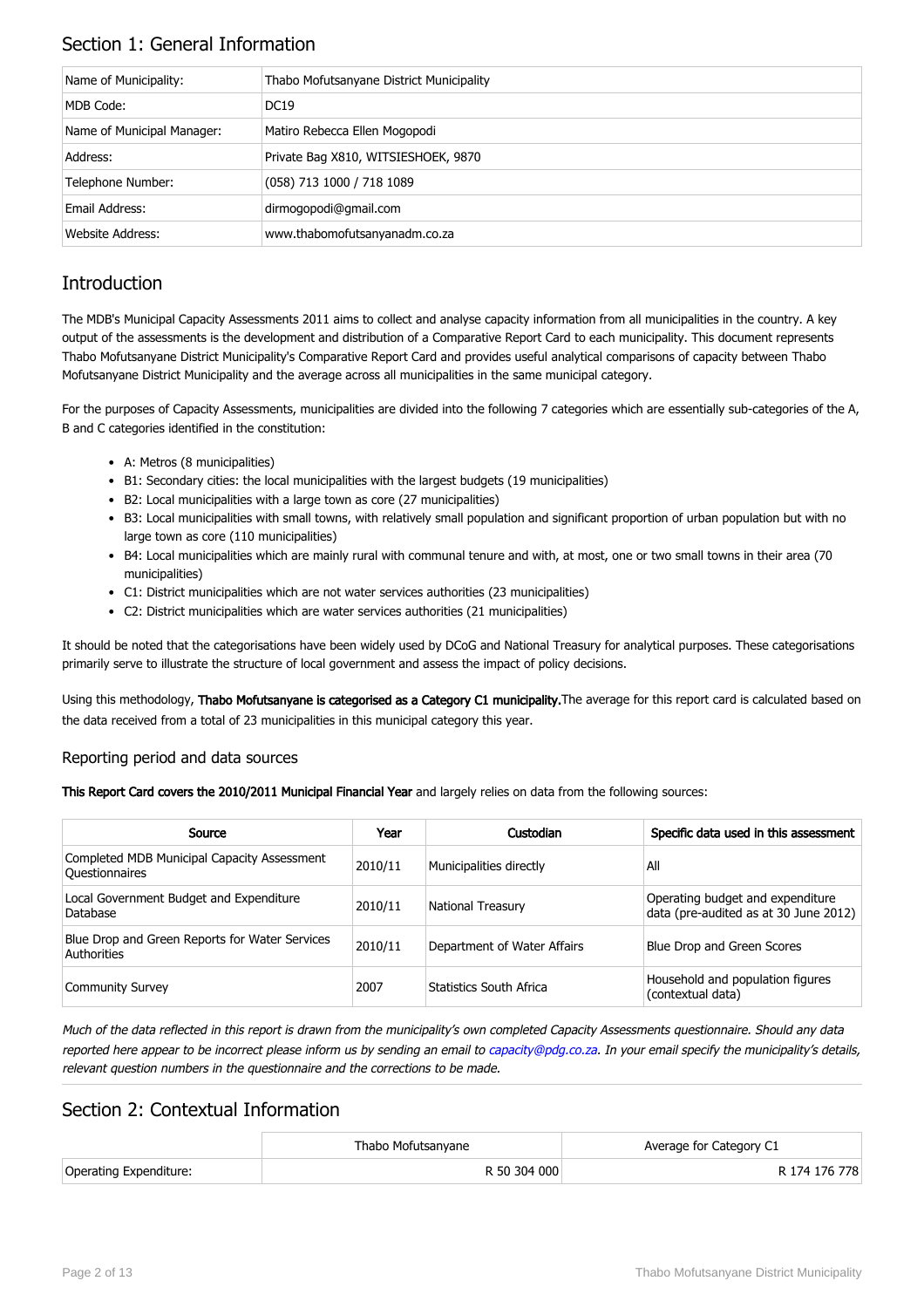## Section 1: General Information

| Name of Municipality: | Thabo Mofutsanyane District Municipality |
|---|---|
| MDB Code: | DC19 |
| Name of Municipal Manager: | Matiro Rebecca Ellen Mogopodi |
| Address: | Private Bag X810, WITSIESHOEK, 9870 |
| Telephone Number: | (058) 713 1000 / 718 1089 |
| Email Address: | dirmogopodi@gmail.com |
| Website Address: | www.thabomofutsanyanadm.co.za |

## Introduction

The MDB's Municipal Capacity Assessments 2011 aims to collect and analyse capacity information from all municipalities in the country. A key output of the assessments is the development and distribution of a Comparative Report Card to each municipality. This document represents Thabo Mofutsanyane District Municipality's Comparative Report Card and provides useful analytical comparisons of capacity between Thabo Mofutsanyane District Municipality and the average across all municipalities in the same municipal category.

For the purposes of Capacity Assessments, municipalities are divided into the following 7 categories which are essentially sub-categories of the A, B and C categories identified in the constitution:

- A: Metros (8 municipalities)
- B1: Secondary cities: the local municipalities with the largest budgets (19 municipalities)
- B2: Local municipalities with a large town as core (27 municipalities)
- B3: Local municipalities with small towns, with relatively small population and significant proportion of urban population but with no large town as core (110 municipalities)
- B4: Local municipalities which are mainly rural with communal tenure and with, at most, one or two small towns in their area (70 municipalities)
- C1: District municipalities which are not water services authorities (23 municipalities)
- C2: District municipalities which are water services authorities (21 municipalities)

It should be noted that the categorisations have been widely used by DCoG and National Treasury for analytical purposes. These categorisations primarily serve to illustrate the structure of local government and assess the impact of policy decisions.

Using this methodology, **Thabo Mofutsanyane is categorised as a Category C1 municipality.** The average for this report card is calculated based on the data received from a total of 23 municipalities in this municipal category this year.

### Reporting period and data sources

**This Report Card covers the 2010/2011 Municipal Financial Year** and largely relies on data from the following sources:

| Source | Year | Custodian | Specific data used in this assessment |
|---|---|---|---|
| Completed MDB Municipal Capacity Assessment Questionnaires | 2010/11 | Municipalities directly | All |
| Local Government Budget and Expenditure Database | 2010/11 | National Treasury | Operating budget and expenditure data (pre-audited as at 30 June 2012) |
| Blue Drop and Green Reports for Water Services Authorities | 2010/11 | Department of Water Affairs | Blue Drop and Green Scores |
| Community Survey | 2007 | Statistics South Africa | Household and population figures (contextual data) |

*Much of the data reflected in this report is drawn from the municipality's own completed Capacity Assessments questionnaire. Should any data reported here appear to be incorrect please inform us by sending an email to capacity@pdg.co.za. In your email specify the municipality's details, relevant question numbers in the questionnaire and the corrections to be made.*

## Section 2: Contextual Information

| | Thabo Mofutsanyane | Average for Category C1 |
|---|---|---|
| Operating Expenditure: | R 50 304 000 | R 174 176 778 |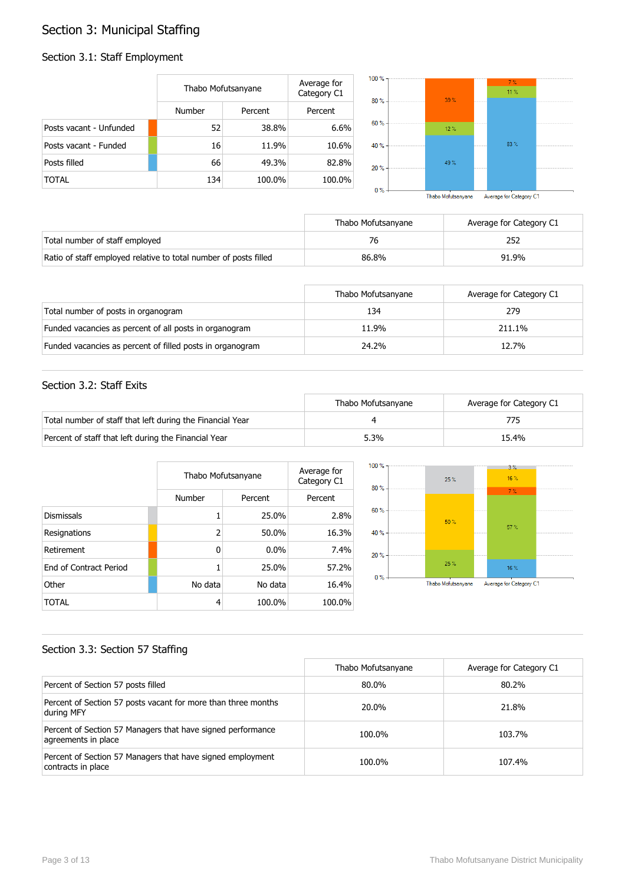# Section 3: Municipal Staffing

## Section 3.1: Staff Employment

| | Thabo Mofutsanyane | | Average for Category C1 |
|---|---|---|---|
| | Number | Percent | Percent |
| Posts vacant - Unfunded | 52 | 38.8% | 6.6% |
| Posts vacant - Funded | 16 | 11.9% | 10.6% |
| Posts filled | 66 | 49.3% | 82.8% |
| TOTAL | 134 | 100.0% | 100.0% |

| | Thabo Mofutsanyane | Average for Category C1 |
|---|---|---|
| Total number of staff employed | 76 | 252 |
| Ratio of staff employed relative to total number of posts filled | 86.8% | 91.9% |

| | Thabo Mofutsanyane | Average for Category C1 |
|---|---|---|
| Total number of posts in organogram | 134 | 279 |
| Funded vacancies as percent of all posts in organogram | 11.9% | 211.1% |
| Funded vacancies as percent of filled posts in organogram | 24.2% | 12.7% |

## Section 3.2: Staff Exits

| | Thabo Mofutsanyane | Average for Category C1 |
|---|---|---|
| Total number of staff that left during the Financial Year | 4 | 775 |
| Percent of staff that left during the Financial Year | 5.3% | 15.4% |

| | Thabo Mofutsanyane | | Average for Category C1 |
|---|---|---|---|
| | Number | Percent | Percent |
| Dismissals | 1 | 25.0% | 2.8% |
| Resignations | 2 | 50.0% | 16.3% |
| Retirement | 0 | 0.0% | 7.4% |
| End of Contract Period | 1 | 25.0% | 57.2% |
| Other | No data | No data | 16.4% |
| TOTAL | 4 | 100.0% | 100.0% |

## Section 3.3: Section 57 Staffing

| | Thabo Mofutsanyane | Average for Category C1 |
|---|---|---|
| Percent of Section 57 posts filled | 80.0% | 80.2% |
| Percent of Section 57 posts vacant for more than three months during MFY | 20.0% | 21.8% |
| Percent of Section 57 Managers that have signed performance agreements in place | 100.0% | 103.7% |
| Percent of Section 57 Managers that have signed employment contracts in place | 100.0% | 107.4% |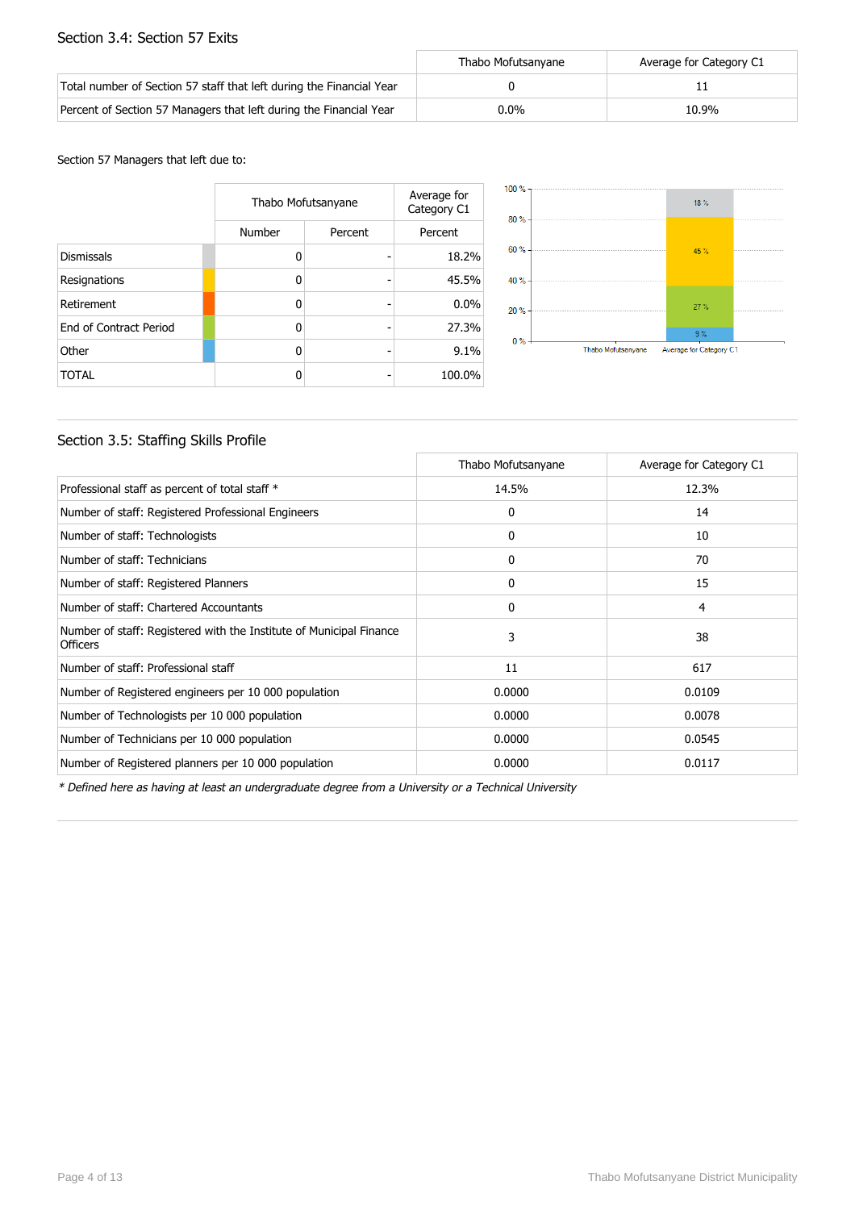## Section 3.4: Section 57 Exits

| | Thabo Mofutsanyane | Average for Category C1 |
|---|---|---|
| Total number of Section 57 staff that left during the Financial Year | 0 | 11 |
| Percent of Section 57 Managers that left during the Financial Year | 0.0% | 10.9% |

Section 57 Managers that left due to:

| | Thabo Mofutsanyane | | Average for Category C1 |
|---|---|---|---|
| | Number | Percent | Percent |
| Dismissals | 0 | - | 18.2% |
| Resignations | 0 | - | 45.5% |
| Retirement | 0 | - | 0.0% |
| End of Contract Period | 0 | - | 27.3% |
| Other | 0 | - | 9.1% |
| TOTAL | 0 | - | 100.0% |

## Section 3.5: Staffing Skills Profile

| | Thabo Mofutsanyane | Average for Category C1 |
|---|---|---|
| Professional staff as percent of total staff * | 14.5% | 12.3% |
| Number of staff: Registered Professional Engineers | 0 | 14 |
| Number of staff: Technologists | 0 | 10 |
| Number of staff: Technicians | 0 | 70 |
| Number of staff: Registered Planners | 0 | 15 |
| Number of staff: Chartered Accountants | 0 | 4 |
| Number of staff: Registered with the Institute of Municipal Finance Officers | 3 | 38 |
| Number of staff: Professional staff | 11 | 617 |
| Number of Registered engineers per 10 000 population | 0.0000 | 0.0109 |
| Number of Technologists per 10 000 population | 0.0000 | 0.0078 |
| Number of Technicians per 10 000 population | 0.0000 | 0.0545 |
| Number of Registered planners per 10 000 population | 0.0000 | 0.0117 |

*\* Defined here as having at least an undergraduate degree from a University or a Technical University*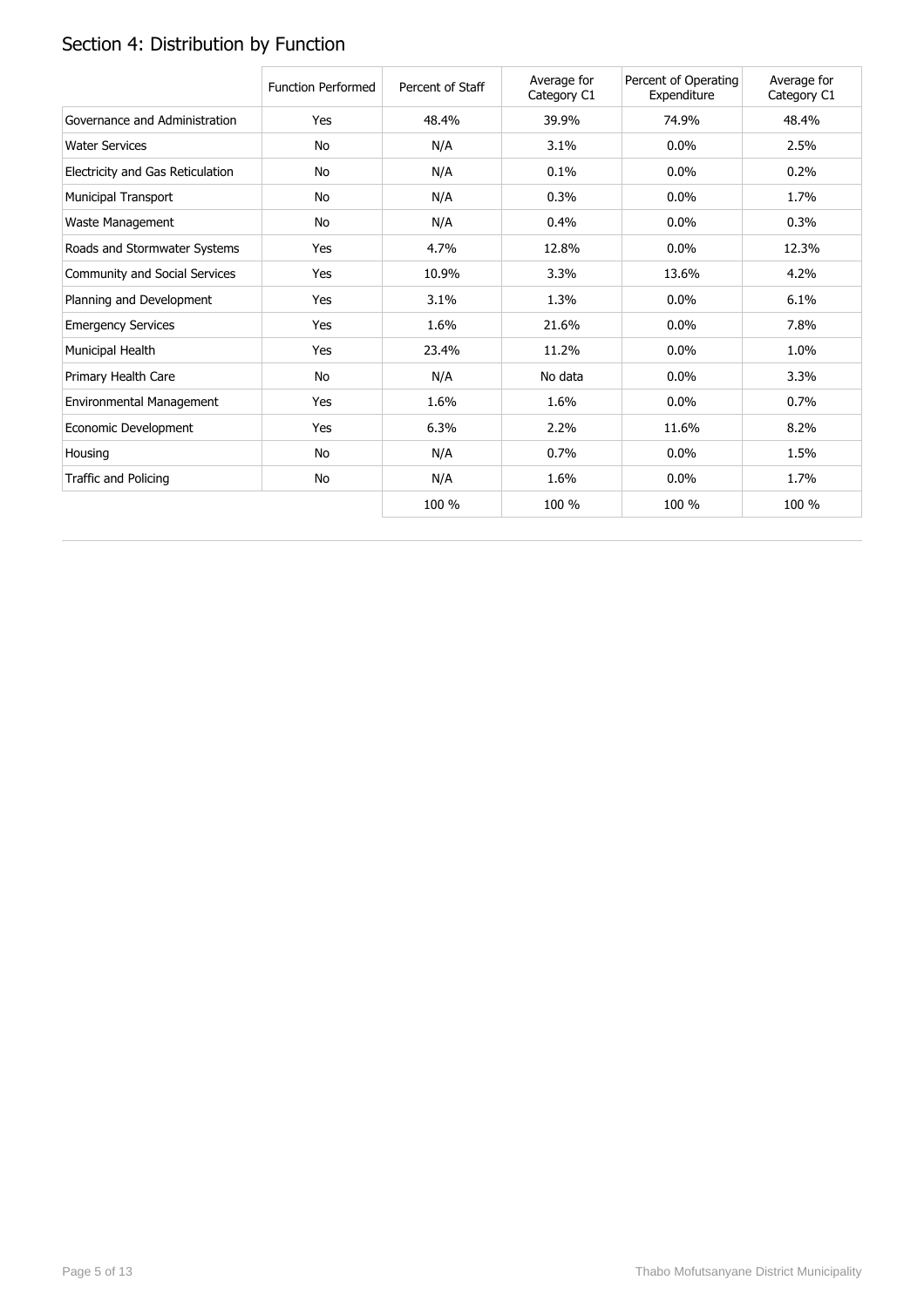## Section 4: Distribution by Function

| | Function Performed | Percent of Staff | Average for Category C1 | Percent of Operating Expenditure | Average for Category C1 |
|---|---|---|---|---|---|
| Governance and Administration | Yes | 48.4% | 39.9% | 74.9% | 48.4% |
| Water Services | No | N/A | 3.1% | 0.0% | 2.5% |
| Electricity and Gas Reticulation | No | N/A | 0.1% | 0.0% | 0.2% |
| Municipal Transport | No | N/A | 0.3% | 0.0% | 1.7% |
| Waste Management | No | N/A | 0.4% | 0.0% | 0.3% |
| Roads and Stormwater Systems | Yes | 4.7% | 12.8% | 0.0% | 12.3% |
| Community and Social Services | Yes | 10.9% | 3.3% | 13.6% | 4.2% |
| Planning and Development | Yes | 3.1% | 1.3% | 0.0% | 6.1% |
| Emergency Services | Yes | 1.6% | 21.6% | 0.0% | 7.8% |
| Municipal Health | Yes | 23.4% | 11.2% | 0.0% | 1.0% |
| Primary Health Care | No | N/A | No data | 0.0% | 3.3% |
| Environmental Management | Yes | 1.6% | 1.6% | 0.0% | 0.7% |
| Economic Development | Yes | 6.3% | 2.2% | 11.6% | 8.2% |
| Housing | No | N/A | 0.7% | 0.0% | 1.5% |
| Traffic and Policing | No | N/A | 1.6% | 0.0% | 1.7% |
| | | 100 % | 100 % | 100 % | 100 % |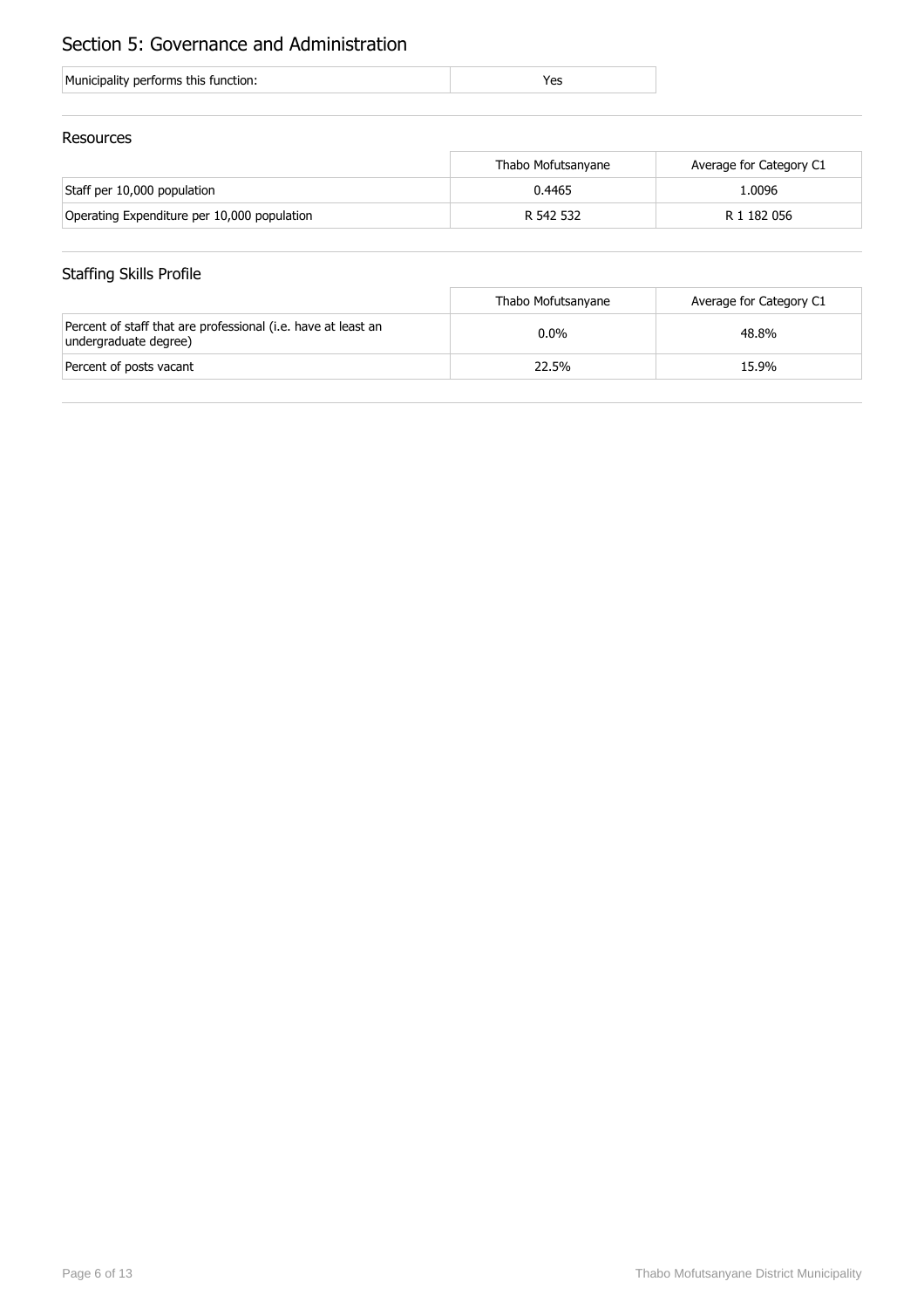# Section 5: Governance and Administration

| Municipality performs this function: | Yes |
|---|---|

## Resources

| | Thabo Mofutsanyane | Average for Category C1 |
|---|---|---|
| Staff per 10,000 population | 0.4465 | 1.0096 |
| Operating Expenditure per 10,000 population | R 542 532 | R 1 182 056 |

## Staffing Skills Profile

| | Thabo Mofutsanyane | Average for Category C1 |
|---|---|---|
| Percent of staff that are professional (i.e. have at least an undergraduate degree) | 0.0% | 48.8% |
| Percent of posts vacant | 22.5% | 15.9% |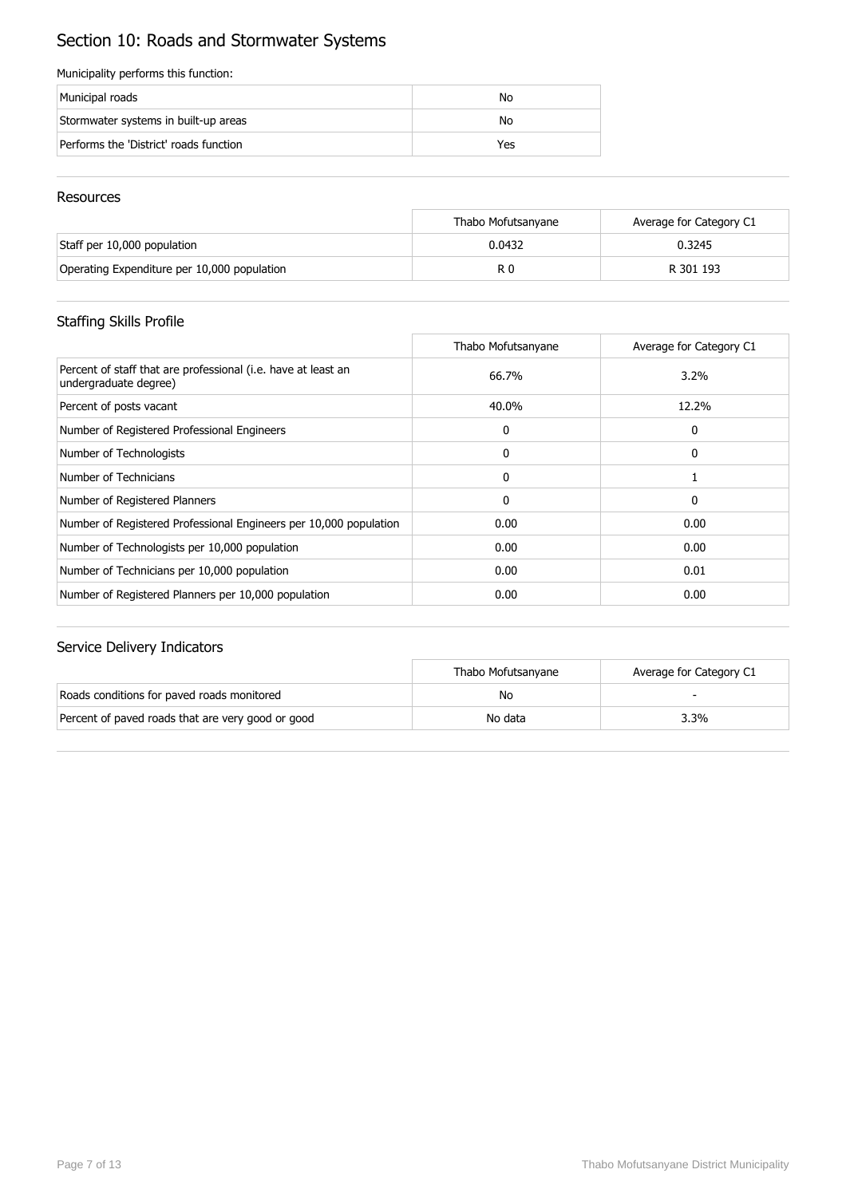# Section 10: Roads and Stormwater Systems

Municipality performs this function:

| | |
|---|---|
| Municipal roads | No |
| Stormwater systems in built-up areas | No |
| Performs the 'District' roads function | Yes |

## Resources

| | Thabo Mofutsanyane | Average for Category C1 |
|---|---|---|
| Staff per 10,000 population | 0.0432 | 0.3245 |
| Operating Expenditure per 10,000 population | R 0 | R 301 193 |

## Staffing Skills Profile

| | Thabo Mofutsanyane | Average for Category C1 |
|---|---|---|
| Percent of staff that are professional (i.e. have at least an undergraduate degree) | 66.7% | 3.2% |
| Percent of posts vacant | 40.0% | 12.2% |
| Number of Registered Professional Engineers | 0 | 0 |
| Number of Technologists | 0 | 0 |
| Number of Technicians | 0 | 1 |
| Number of Registered Planners | 0 | 0 |
| Number of Registered Professional Engineers per 10,000 population | 0.00 | 0.00 |
| Number of Technologists per 10,000 population | 0.00 | 0.00 |
| Number of Technicians per 10,000 population | 0.00 | 0.01 |
| Number of Registered Planners per 10,000 population | 0.00 | 0.00 |

## Service Delivery Indicators

| | Thabo Mofutsanyane | Average for Category C1 |
|---|---|---|
| Roads conditions for paved roads monitored | No | - |
| Percent of paved roads that are very good or good | No data | 3.3% |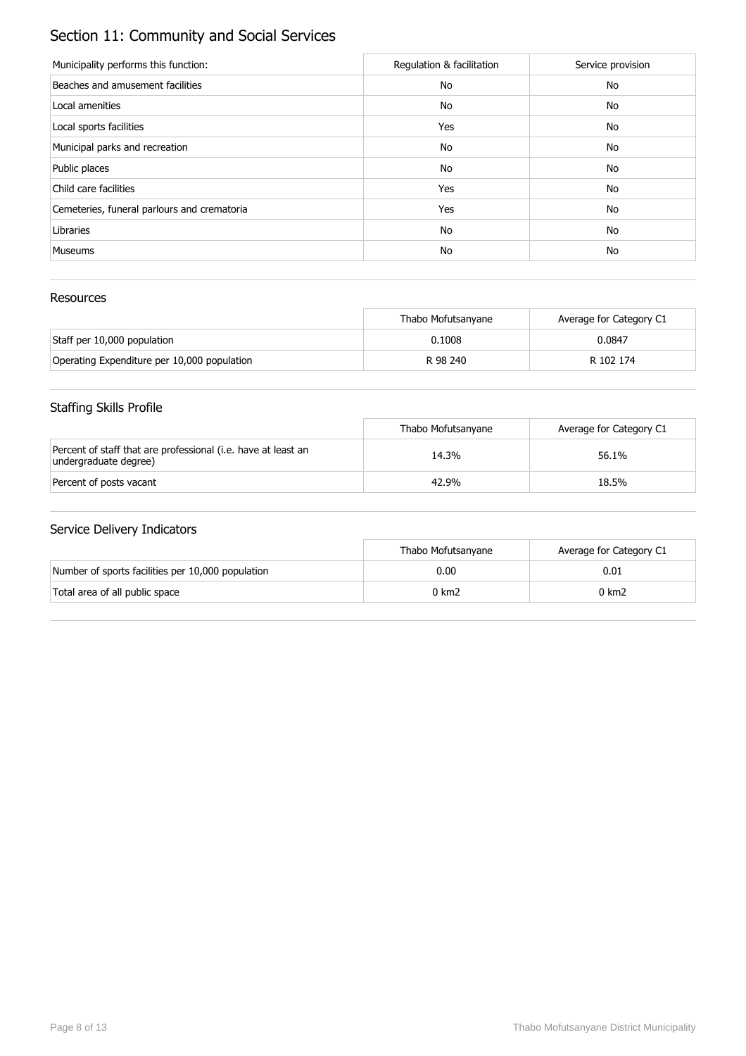# Section 11: Community and Social Services

| Municipality performs this function: | Regulation & facilitation | Service provision |
| --- | --- | --- |
| Beaches and amusement facilities | No | No |
| Local amenities | No | No |
| Local sports facilities | Yes | No |
| Municipal parks and recreation | No | No |
| Public places | No | No |
| Child care facilities | Yes | No |
| Cemeteries, funeral parlours and crematoria | Yes | No |
| Libraries | No | No |
| Museums | No | No |

## Resources

| | Thabo Mofutsanyane | Average for Category C1 |
| --- | --- | --- |
| Staff per 10,000 population | 0.1008 | 0.0847 |
| Operating Expenditure per 10,000 population | R 98 240 | R 102 174 |

## Staffing Skills Profile

| | Thabo Mofutsanyane | Average for Category C1 |
| --- | --- | --- |
| Percent of staff that are professional (i.e. have at least an undergraduate degree) | 14.3% | 56.1% |
| Percent of posts vacant | 42.9% | 18.5% |

## Service Delivery Indicators

| | Thabo Mofutsanyane | Average for Category C1 |
| --- | --- | --- |
| Number of sports facilities per 10,000 population | 0.00 | 0.01 |
| Total area of all public space | 0 km2 | 0 km2 |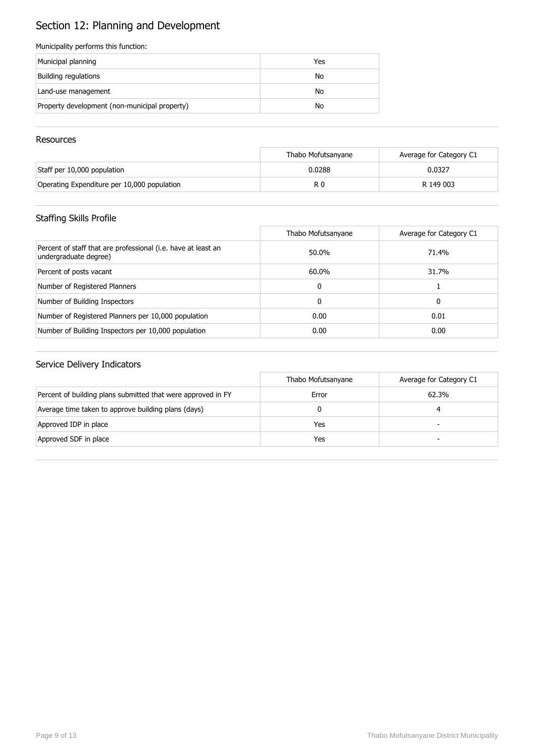# Section 12: Planning and Development

Municipality performs this function:

| | |
|---|---|
| Municipal planning | Yes |
| Building regulations | No |
| Land-use management | No |
| Property development (non-municipal property) | No |

## Resources

| | Thabo Mofutsanyane | Average for Category C1 |
|---|---|---|
| Staff per 10,000 population | 0.0288 | 0.0327 |
| Operating Expenditure per 10,000 population | R 0 | R 149 003 |

## Staffing Skills Profile

| | Thabo Mofutsanyane | Average for Category C1 |
|---|---|---|
| Percent of staff that are professional (i.e. have at least an undergraduate degree) | 50.0% | 71.4% |
| Percent of posts vacant | 60.0% | 31.7% |
| Number of Registered Planners | 0 | 1 |
| Number of Building Inspectors | 0 | 0 |
| Number of Registered Planners per 10,000 population | 0.00 | 0.01 |
| Number of Building Inspectors per 10,000 population | 0.00 | 0.00 |

## Service Delivery Indicators

| | Thabo Mofutsanyane | Average for Category C1 |
|---|---|---|
| Percent of building plans submitted that were approved in FY | Error | 62.3% |
| Average time taken to approve building plans (days) | 0 | 4 |
| Approved IDP in place | Yes | - |
| Approved SDF in place | Yes | - |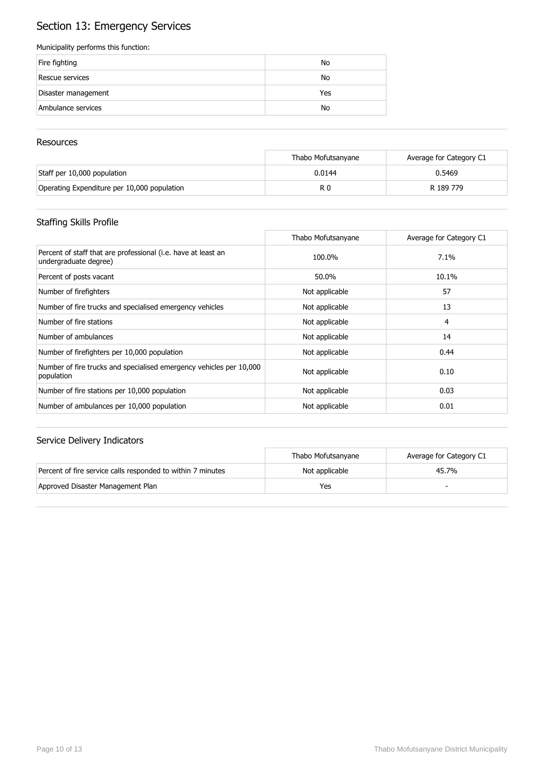# Section 13: Emergency Services

Municipality performs this function:

| | |
|---|---|
| Fire fighting | No |
| Rescue services | No |
| Disaster management | Yes |
| Ambulance services | No |

## Resources

| | Thabo Mofutsanyane | Average for Category C1 |
|---|---|---|
| Staff per 10,000 population | 0.0144 | 0.5469 |
| Operating Expenditure per 10,000 population | R 0 | R 189 779 |

## Staffing Skills Profile

| | Thabo Mofutsanyane | Average for Category C1 |
|---|---|---|
| Percent of staff that are professional (i.e. have at least an undergraduate degree) | 100.0% | 7.1% |
| Percent of posts vacant | 50.0% | 10.1% |
| Number of firefighters | Not applicable | 57 |
| Number of fire trucks and specialised emergency vehicles | Not applicable | 13 |
| Number of fire stations | Not applicable | 4 |
| Number of ambulances | Not applicable | 14 |
| Number of firefighters per 10,000 population | Not applicable | 0.44 |
| Number of fire trucks and specialised emergency vehicles per 10,000 population | Not applicable | 0.10 |
| Number of fire stations per 10,000 population | Not applicable | 0.03 |
| Number of ambulances per 10,000 population | Not applicable | 0.01 |

## Service Delivery Indicators

| | Thabo Mofutsanyane | Average for Category C1 |
|---|---|---|
| Percent of fire service calls responded to within 7 minutes | Not applicable | 45.7% |
| Approved Disaster Management Plan | Yes | - |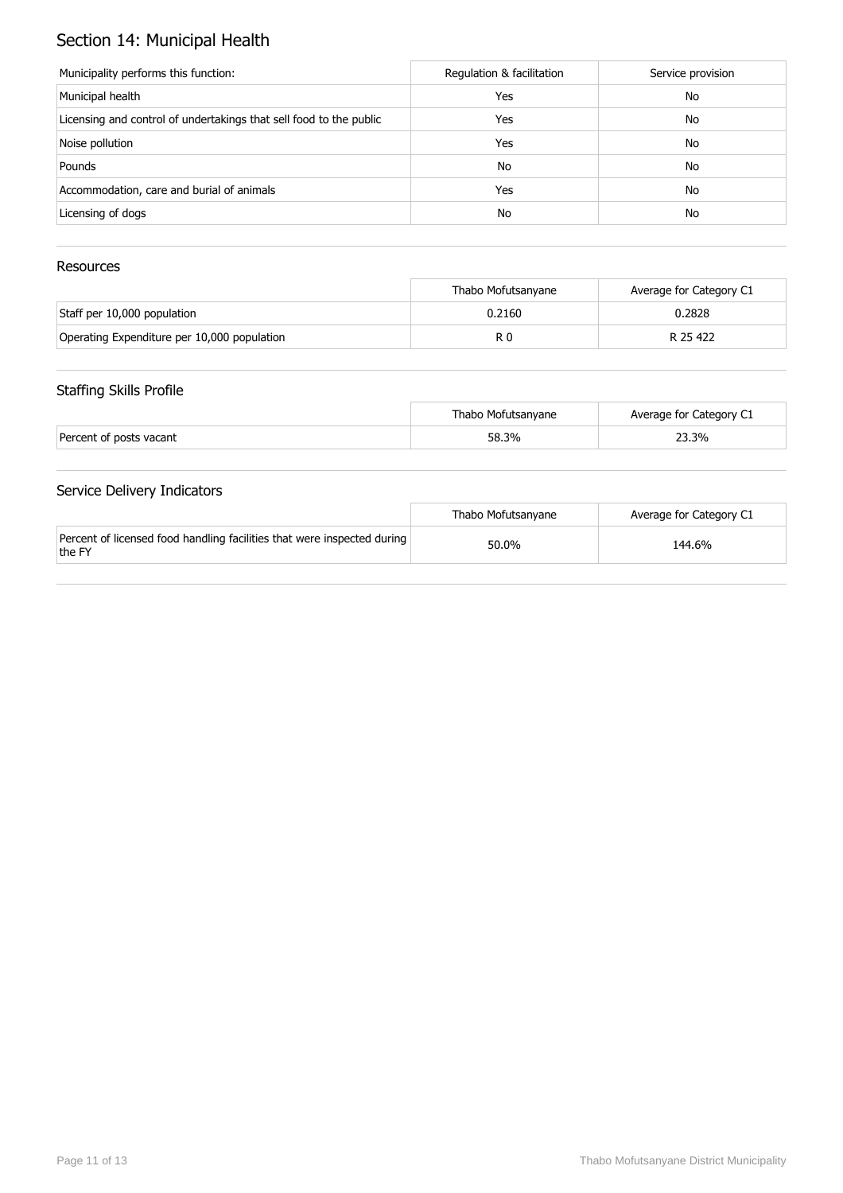# Section 14: Municipal Health

| Municipality performs this function: | Regulation & facilitation | Service provision |
| --- | --- | --- |
| Municipal health | Yes | No |
| Licensing and control of undertakings that sell food to the public | Yes | No |
| Noise pollution | Yes | No |
| Pounds | No | No |
| Accommodation, care and burial of animals | Yes | No |
| Licensing of dogs | No | No |

## Resources

| | Thabo Mofutsanyane | Average for Category C1 |
| --- | --- | --- |
| Staff per 10,000 population | 0.2160 | 0.2828 |
| Operating Expenditure per 10,000 population | R 0 | R 25 422 |

## Staffing Skills Profile

| | Thabo Mofutsanyane | Average for Category C1 |
| --- | --- | --- |
| Percent of posts vacant | 58.3% | 23.3% |

## Service Delivery Indicators

| | Thabo Mofutsanyane | Average for Category C1 |
| --- | --- | --- |
| Percent of licensed food handling facilities that were inspected during the FY | 50.0% | 144.6% |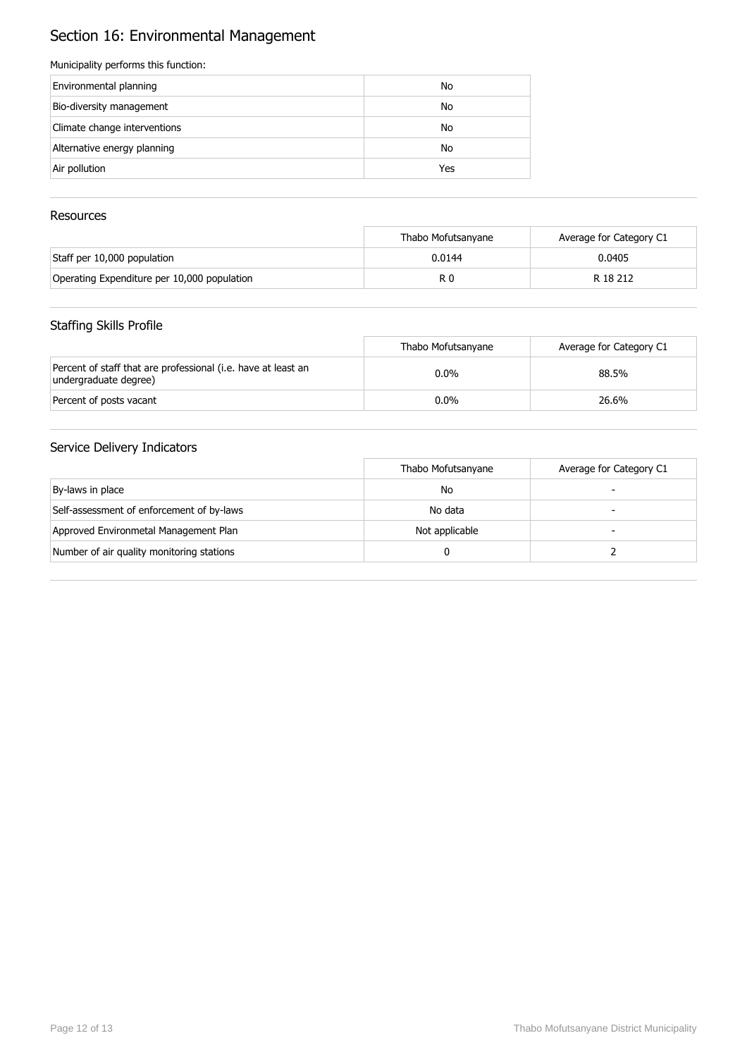# Section 16: Environmental Management

Municipality performs this function:

| | |
|---|---|
| Environmental planning | No |
| Bio-diversity management | No |
| Climate change interventions | No |
| Alternative energy planning | No |
| Air pollution | Yes |

## Resources

| | Thabo Mofutsanyane | Average for Category C1 |
|---|---|---|
| Staff per 10,000 population | 0.0144 | 0.0405 |
| Operating Expenditure per 10,000 population | R 0 | R 18 212 |

## Staffing Skills Profile

| | Thabo Mofutsanyane | Average for Category C1 |
|---|---|---|
| Percent of staff that are professional (i.e. have at least an undergraduate degree) | 0.0% | 88.5% |
| Percent of posts vacant | 0.0% | 26.6% |

## Service Delivery Indicators

| | Thabo Mofutsanyane | Average for Category C1 |
|---|---|---|
| By-laws in place | No | - |
| Self-assessment of enforcement of by-laws | No data | - |
| Approved Environmetal Management Plan | Not applicable | - |
| Number of air quality monitoring stations | 0 | 2 |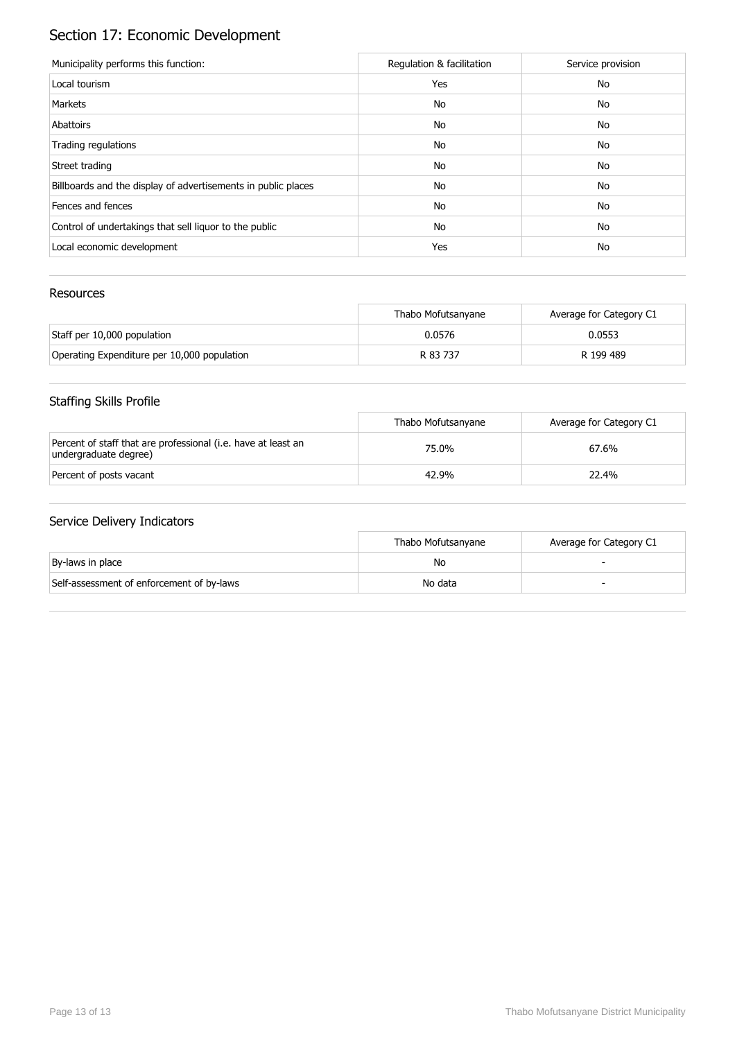# Section 17: Economic Development

| Municipality performs this function: | Regulation & facilitation | Service provision |
|---|---|---|
| Local tourism | Yes | No |
| Markets | No | No |
| Abattoirs | No | No |
| Trading regulations | No | No |
| Street trading | No | No |
| Billboards and the display of advertisements in public places | No | No |
| Fences and fences | No | No |
| Control of undertakings that sell liquor to the public | No | No |
| Local economic development | Yes | No |

## Resources

| | Thabo Mofutsanyane | Average for Category C1 |
|---|---|---|
| Staff per 10,000 population | 0.0576 | 0.0553 |
| Operating Expenditure per 10,000 population | R 83 737 | R 199 489 |

## Staffing Skills Profile

| | Thabo Mofutsanyane | Average for Category C1 |
|---|---|---|
| Percent of staff that are professional (i.e. have at least an undergraduate degree) | 75.0% | 67.6% |
| Percent of posts vacant | 42.9% | 22.4% |

## Service Delivery Indicators

| | Thabo Mofutsanyane | Average for Category C1 |
|---|---|---|
| By-laws in place | No | - |
| Self-assessment of enforcement of by-laws | No data | - |